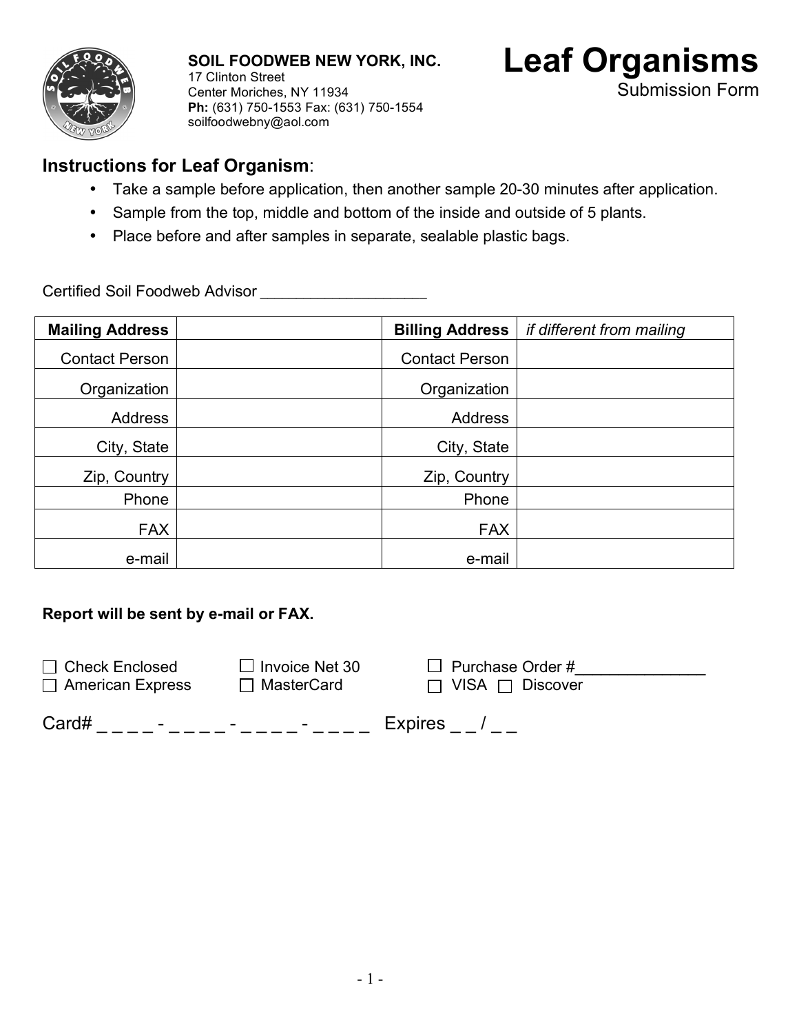**SOIL FOODWEB NEW YORK, INC.**
17 Clinton Street
Center Moriches, NY 11934
**Ph:** (631) 750-1553 Fax: (631) 750-1554
soilfoodwebny@aol.com

# Leaf Organisms

Submission Form

## Instructions for Leaf Organism:

- Take a sample before application, then another sample 20-30 minutes after application.
- Sample from the top, middle and bottom of the inside and outside of 5 plants.
- Place before and after samples in separate, sealable plastic bags.

Certified Soil Foodweb Advisor ___________________

| **Mailing Address** | | **Billing Address** | *if different from mailing* |
|---|---|---|---|
| Contact Person | | Contact Person | |
| Organization | | Organization | |
| Address | | Address | |
| City, State | | City, State | |
| Zip, Country | | Zip, Country | |
| Phone | | Phone | |
| FAX | | FAX | |
| e-mail | | e-mail | |

**Report will be sent by e-mail or FAX.**

☐ Check Enclosed ☐ Invoice Net 30 ☐ Purchase Order #_______________
☐ American Express ☐ MasterCard ☐ VISA ☐ Discover

Card# _ _ _ _ - _ _ _ _ - _ _ _ _ - _ _ _ _ Expires _ _ / _ _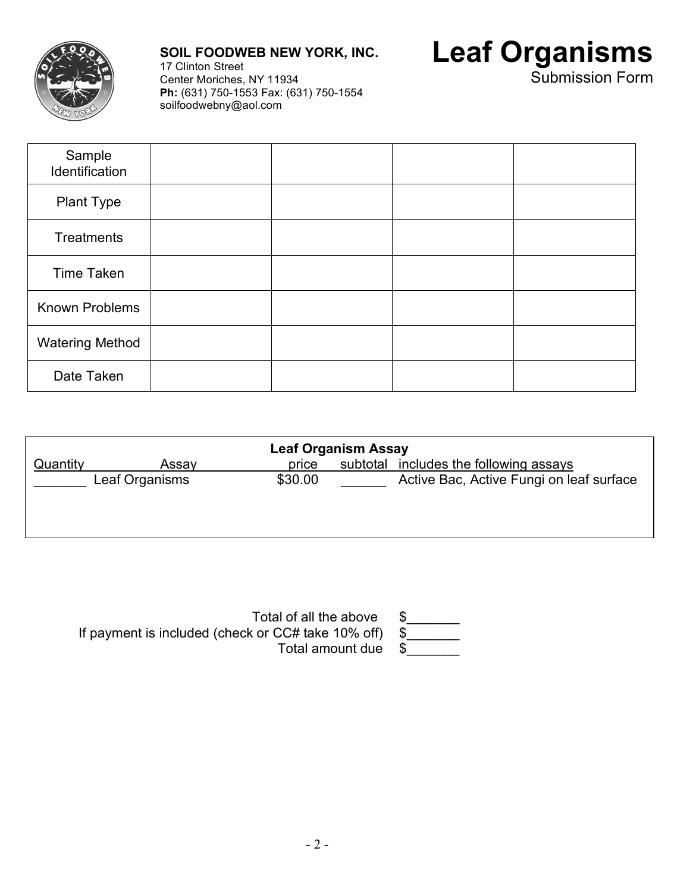**SOIL FOODWEB NEW YORK, INC.**
17 Clinton Street
Center Moriches, NY 11934
**Ph:** (631) 750-1553 Fax: (631) 750-1554
soilfoodwebny@aol.com

# Leaf Organisms

Submission Form

| | | | | |
|---|---|---|---|---|
| Sample Identification | | | | |
| Plant Type | | | | |
| Treatments | | | | |
| Time Taken | | | | |
| Known Problems | | | | |
| Watering Method | | | | |
| Date Taken | | | | |

**Leaf Organism Assay**

| Quantity | Assay | price | subtotal | includes the following assays |
|---|---|---|---|---|
| _______ | Leaf Organisms | $30.00 | ______ | Active Bac, Active Fungi on leaf surface |

Total of all the above $_______
If payment is included (check or CC# take 10% off) $_______
Total amount due $_______